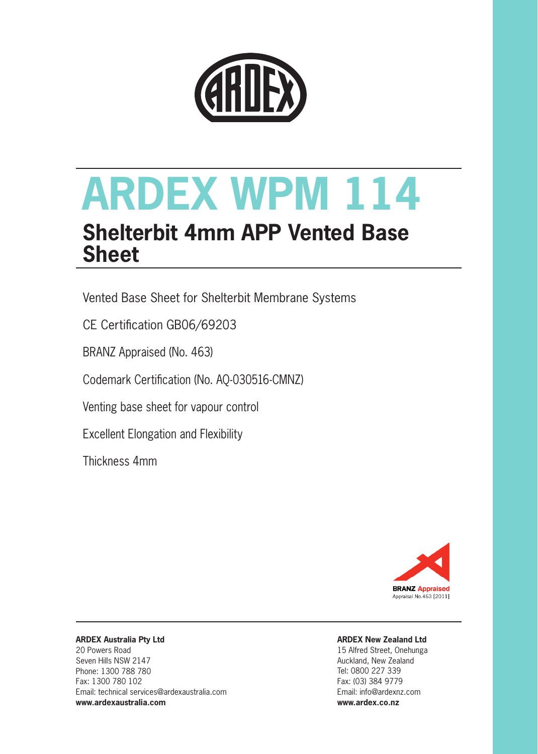# ARDEX WPM 114

## Shelterbit 4mm APP Vented Base Sheet

Vented Base Sheet for Shelterbit Membrane Systems

CE Certification GB06/69203

BRANZ Appraised (No. 463)

Codemark Certification (No. AQ-030516-CMNZ)

Venting base sheet for vapour control

Excellent Elongation and Flexibility

Thickness 4mm

**BRANZ Appraised**
Appraisal No.463 [2011]

**ARDEX Australia Pty Ltd**
20 Powers Road
Seven Hills NSW 2147
Phone: 1300 788 780
Fax: 1300 780 102
Email: technical services@ardexaustralia.com
**www.ardexaustralia.com**

**ARDEX New Zealand Ltd**
15 Alfred Street, Onehunga
Auckland, New Zealand
Tel: 0800 227 339
Fax: (03) 384 9779
Email: info@ardexnz.com
**www.ardex.co.nz**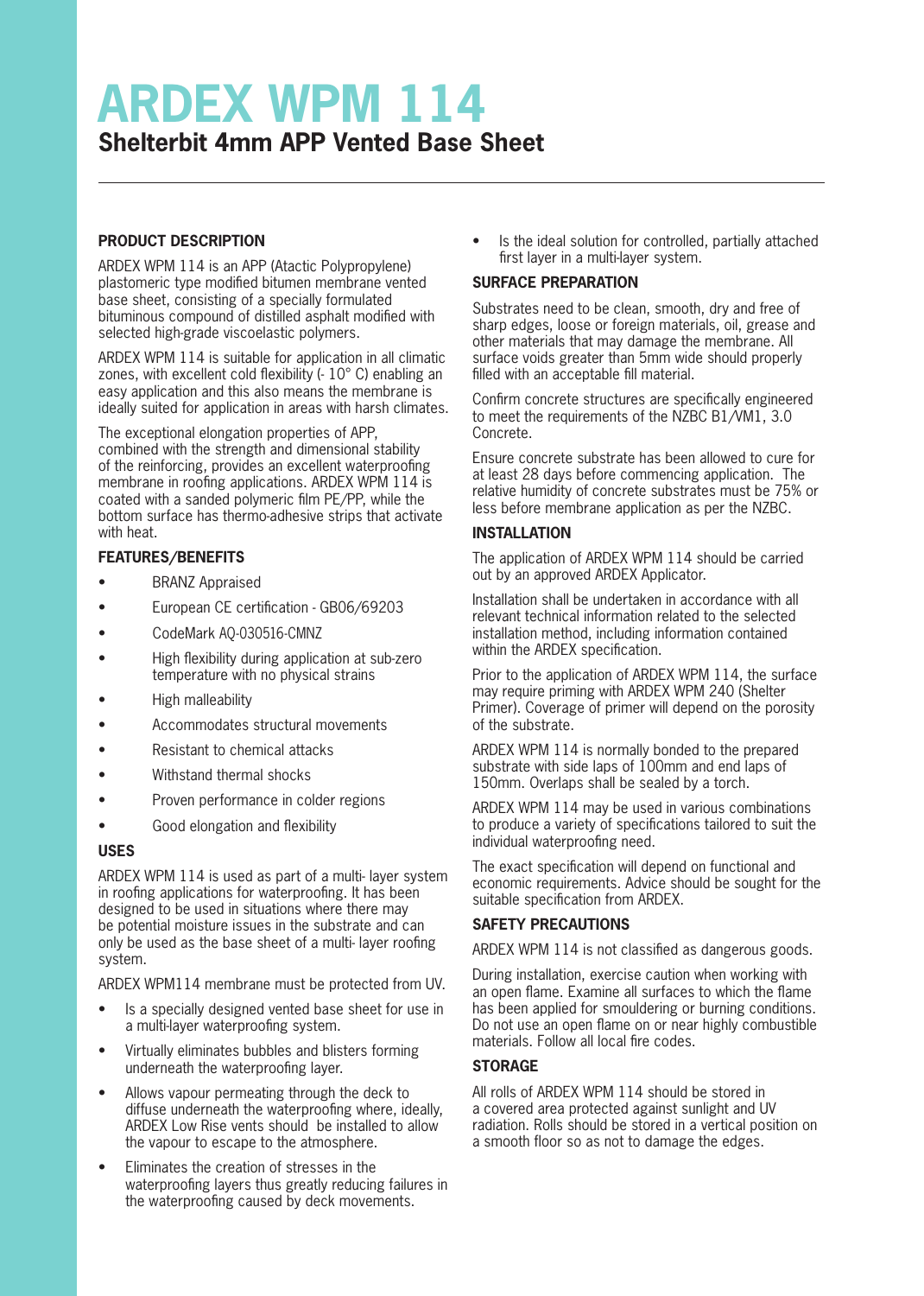# ARDEX WPM 114

## Shelterbit 4mm APP Vented Base Sheet

### PRODUCT DESCRIPTION

ARDEX WPM 114 is an APP (Atactic Polypropylene) plastomeric type modified bitumen membrane vented base sheet, consisting of a specially formulated bituminous compound of distilled asphalt modified with selected high-grade viscoelastic polymers.

ARDEX WPM 114 is suitable for application in all climatic zones, with excellent cold flexibility (- 10° C) enabling an easy application and this also means the membrane is ideally suited for application in areas with harsh climates.

The exceptional elongation properties of APP, combined with the strength and dimensional stability of the reinforcing, provides an excellent waterproofing membrane in roofing applications. ARDEX WPM 114 is coated with a sanded polymeric film PE/PP, while the bottom surface has thermo-adhesive strips that activate with heat.

### FEATURES/BENEFITS

- BRANZ Appraised
- European CE certification - GB06/69203
- CodeMark AQ-030516-CMNZ
- High flexibility during application at sub-zero temperature with no physical strains
- High malleability
- Accommodates structural movements
- Resistant to chemical attacks
- Withstand thermal shocks
- Proven performance in colder regions
- Good elongation and flexibility

### USES

ARDEX WPM 114 is used as part of a multi- layer system in roofing applications for waterproofing. It has been designed to be used in situations where there may be potential moisture issues in the substrate and can only be used as the base sheet of a multi- layer roofing system.

ARDEX WPM114 membrane must be protected from UV.

- Is a specially designed vented base sheet for use in a multi-layer waterproofing system.
- Virtually eliminates bubbles and blisters forming underneath the waterproofing layer.
- Allows vapour permeating through the deck to diffuse underneath the waterproofing where, ideally, ARDEX Low Rise vents should be installed to allow the vapour to escape to the atmosphere.
- Eliminates the creation of stresses in the waterproofing layers thus greatly reducing failures in the waterproofing caused by deck movements.
- Is the ideal solution for controlled, partially attached first layer in a multi-layer system.

### SURFACE PREPARATION

Substrates need to be clean, smooth, dry and free of sharp edges, loose or foreign materials, oil, grease and other materials that may damage the membrane. All surface voids greater than 5mm wide should properly filled with an acceptable fill material.

Confirm concrete structures are specifically engineered to meet the requirements of the NZBC B1/VM1, 3.0 Concrete.

Ensure concrete substrate has been allowed to cure for at least 28 days before commencing application. The relative humidity of concrete substrates must be 75% or less before membrane application as per the NZBC.

### INSTALLATION

The application of ARDEX WPM 114 should be carried out by an approved ARDEX Applicator.

Installation shall be undertaken in accordance with all relevant technical information related to the selected installation method, including information contained within the ARDEX specification.

Prior to the application of ARDEX WPM 114, the surface may require priming with ARDEX WPM 240 (Shelter Primer). Coverage of primer will depend on the porosity of the substrate.

ARDEX WPM 114 is normally bonded to the prepared substrate with side laps of 100mm and end laps of 150mm. Overlaps shall be sealed by a torch.

ARDEX WPM 114 may be used in various combinations to produce a variety of specifications tailored to suit the individual waterproofing need.

The exact specification will depend on functional and economic requirements. Advice should be sought for the suitable specification from ARDEX.

### SAFETY PRECAUTIONS

ARDEX WPM 114 is not classified as dangerous goods.

During installation, exercise caution when working with an open flame. Examine all surfaces to which the flame has been applied for smouldering or burning conditions. Do not use an open flame on or near highly combustible materials. Follow all local fire codes.

### STORAGE

All rolls of ARDEX WPM 114 should be stored in a covered area protected against sunlight and UV radiation. Rolls should be stored in a vertical position on a smooth floor so as not to damage the edges.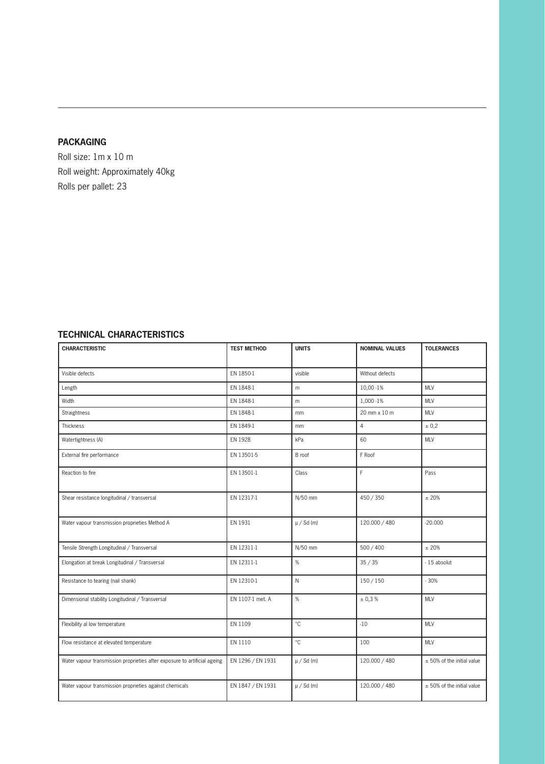## PACKAGING

Roll size: 1m x 10 m
Roll weight: Approximately 40kg
Rolls per pallet: 23

## TECHNICAL CHARACTERISTICS

| CHARACTERISTIC | TEST METHOD | UNITS | NOMINAL VALUES | TOLERANCES |
|---|---|---|---|---|
| Visible defects | EN 1850-1 | visible | Without defects | |
| Length | EN 1848-1 | m | 10,00 -1% | MLV |
| Width | EN 1848-1 | m | 1,000 -1% | MLV |
| Straightness | EN 1848-1 | mm | 20 mm x 10 m | MLV |
| Thickness | EN 1849-1 | mm | 4 | ± 0,2 |
| Watertightness (A) | EN 1928 | kPa | 60 | MLV |
| External fire performance | EN 13501-5 | B roof | F Roof | |
| Reaction to fire | EN 13501-1 | Class | F | Pass |
| Shear resistance longitudinal / transversal | EN 12317-1 | N/50 mm | 450 / 350 | ± 20% |
| Water vapour transmission proprieties Method A | EN 1931 | μ / Sd (m) | 120.000 / 480 | -20.000 |
| Tensile Strength Longitudinal / Transversal | EN 12311-1 | N/50 mm | 500 / 400 | ± 20% |
| Elongation at break Longitudinal / Transversal | EN 12311-1 | % | 35 / 35 | - 15 absolut |
| Resistance to tearing (nail shank) | EN 12310-1 | N | 150 / 150 | - 30% |
| Dimensional stability Longitudinal / Transversal | EN 1107-1 met. A | % | ± 0,3 % | MLV |
| Flexibility al low temperature | EN 1109 | °C | -10 | MLV |
| Flow resistance at elevated temperature | EN 1110 | °C | 100 | MLV |
| Water vapour transmission proprieties after exposure to artificial ageing | EN 1296 / EN 1931 | μ / Sd (m) | 120.000 / 480 | ± 50% of the initial value |
| Water vapour transmission proprieties against chemicals | EN 1847 / EN 1931 | μ / Sd (m) | 120.000 / 480 | ± 50% of the initial value |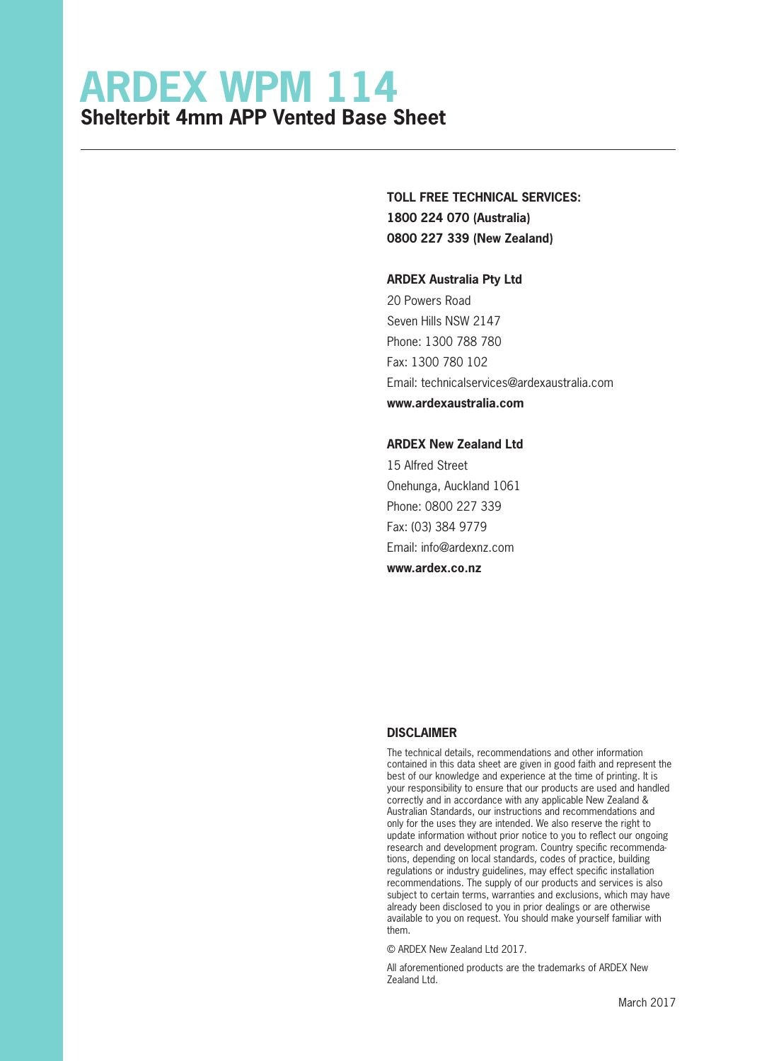# ARDEX WPM 114

## Shelterbit 4mm APP Vented Base Sheet

---

**TOLL FREE TECHNICAL SERVICES:**
**1800 224 070 (Australia)**
**0800 227 339 (New Zealand)**

**ARDEX Australia Pty Ltd**
20 Powers Road
Seven Hills NSW 2147
Phone: 1300 788 780
Fax: 1300 780 102
Email: technicalservices@ardexaustralia.com
**www.ardexaustralia.com**

**ARDEX New Zealand Ltd**
15 Alfred Street
Onehunga, Auckland 1061
Phone: 0800 227 339
Fax: (03) 384 9779
Email: info@ardexnz.com
**www.ardex.co.nz**

### DISCLAIMER

The technical details, recommendations and other information contained in this data sheet are given in good faith and represent the best of our knowledge and experience at the time of printing. It is your responsibility to ensure that our products are used and handled correctly and in accordance with any applicable New Zealand & Australian Standards, our instructions and recommendations and only for the uses they are intended. We also reserve the right to update information without prior notice to you to reflect our ongoing research and development program. Country specific recommendations, depending on local standards, codes of practice, building regulations or industry guidelines, may effect specific installation recommendations. The supply of our products and services is also subject to certain terms, warranties and exclusions, which may have already been disclosed to you in prior dealings or are otherwise available to you on request. You should make yourself familiar with them.

© ARDEX New Zealand Ltd 2017.

All aforementioned products are the trademarks of ARDEX New Zealand Ltd.

March 2017